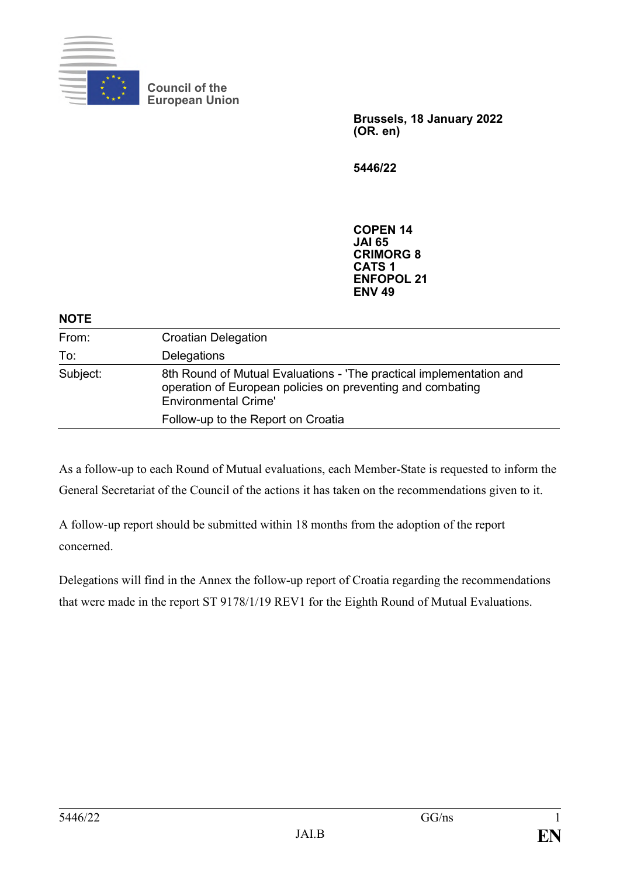Council of the European Union

**Brussels, 18 January 2022**
**(OR. en)**

**5446/22**

**COPEN 14**
**JAI 65**
**CRIMORG 8**
**CATS 1**
**ENFOPOL 21**
**ENV 49**

**NOTE**

| | |
|---|---|
| From: | Croatian Delegation |
| To: | Delegations |
| Subject: | 8th Round of Mutual Evaluations - 'The practical implementation and operation of European policies on preventing and combating Environmental Crime'<br>Follow-up to the Report on Croatia |

As a follow-up to each Round of Mutual evaluations, each Member-State is requested to inform the General Secretariat of the Council of the actions it has taken on the recommendations given to it.

A follow-up report should be submitted within 18 months from the adoption of the report concerned.

Delegations will find in the Annex the follow-up report of Croatia regarding the recommendations that were made in the report ST 9178/1/19 REV1 for the Eighth Round of Mutual Evaluations.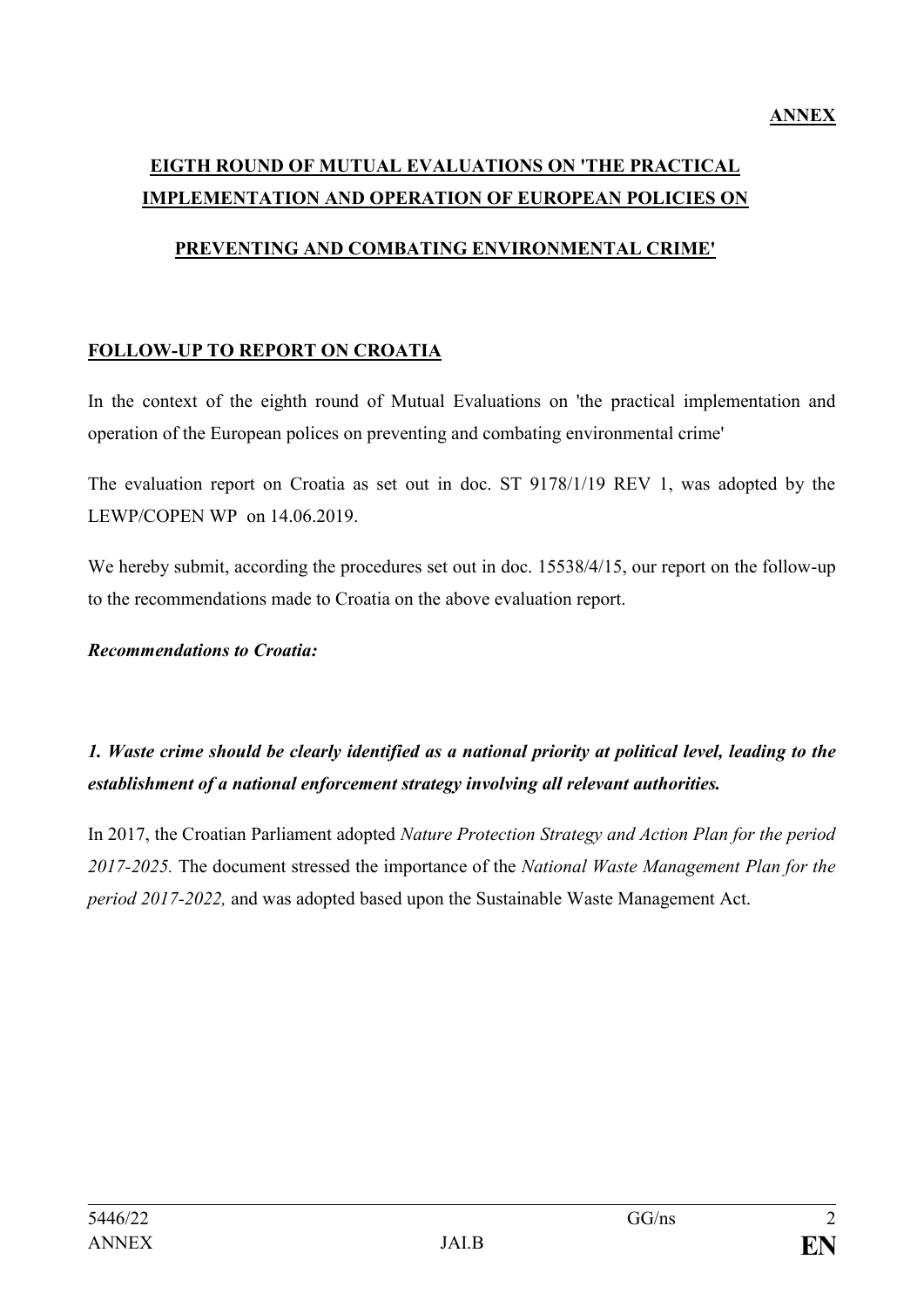**ANNEX**

# EIGTH ROUND OF MUTUAL EVALUATIONS ON 'THE PRACTICAL IMPLEMENTATION AND OPERATION OF EUROPEAN POLICIES ON PREVENTING AND COMBATING ENVIRONMENTAL CRIME'

## FOLLOW-UP TO REPORT ON CROATIA

In the context of the eighth round of Mutual Evaluations on 'the practical implementation and operation of the European polices on preventing and combating environmental crime'

The evaluation report on Croatia as set out in doc. ST 9178/1/19 REV 1, was adopted by the LEWP/COPEN WP on 14.06.2019.

We hereby submit, according the procedures set out in doc. 15538/4/15, our report on the follow-up to the recommendations made to Croatia on the above evaluation report.

***Recommendations to Croatia:***

***1. Waste crime should be clearly identified as a national priority at political level, leading to the establishment of a national enforcement strategy involving all relevant authorities.***

In 2017, the Croatian Parliament adopted *Nature Protection Strategy and Action Plan for the period 2017-2025.* The document stressed the importance of the *National Waste Management Plan for the period 2017-2022,* and was adopted based upon the Sustainable Waste Management Act.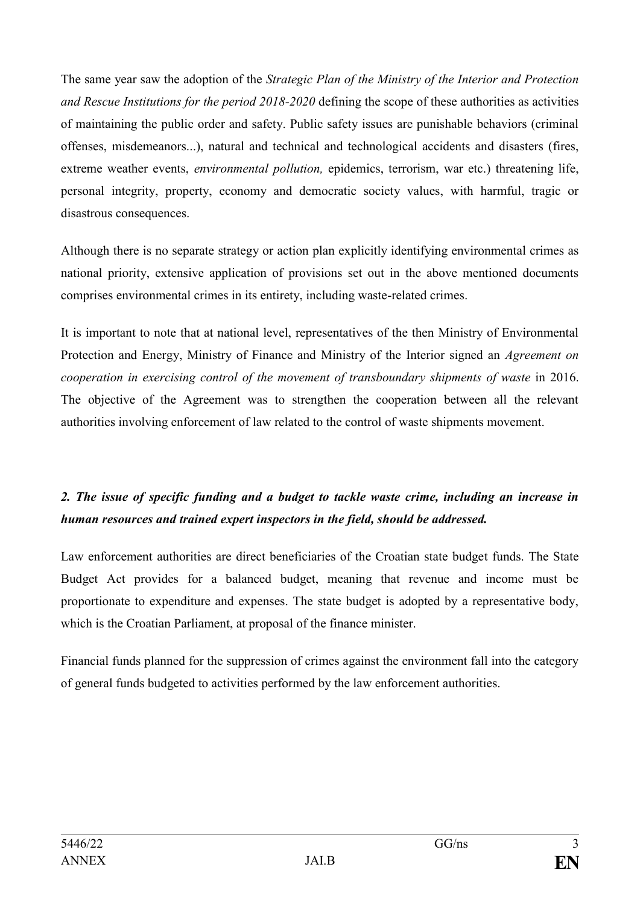The same year saw the adoption of the *Strategic Plan of the Ministry of the Interior and Protection and Rescue Institutions for the period 2018-2020* defining the scope of these authorities as activities of maintaining the public order and safety. Public safety issues are punishable behaviors (criminal offenses, misdemeanors...), natural and technical and technological accidents and disasters (fires, extreme weather events, *environmental pollution,* epidemics, terrorism, war etc.) threatening life, personal integrity, property, economy and democratic society values, with harmful, tragic or disastrous consequences.

Although there is no separate strategy or action plan explicitly identifying environmental crimes as national priority, extensive application of provisions set out in the above mentioned documents comprises environmental crimes in its entirety, including waste-related crimes.

It is important to note that at national level, representatives of the then Ministry of Environmental Protection and Energy, Ministry of Finance and Ministry of the Interior signed an *Agreement on cooperation in exercising control of the movement of transboundary shipments of waste* in 2016. The objective of the Agreement was to strengthen the cooperation between all the relevant authorities involving enforcement of law related to the control of waste shipments movement.

***2. The issue of specific funding and a budget to tackle waste crime, including an increase in human resources and trained expert inspectors in the field, should be addressed.***

Law enforcement authorities are direct beneficiaries of the Croatian state budget funds. The State Budget Act provides for a balanced budget, meaning that revenue and income must be proportionate to expenditure and expenses. The state budget is adopted by a representative body, which is the Croatian Parliament, at proposal of the finance minister.

Financial funds planned for the suppression of crimes against the environment fall into the category of general funds budgeted to activities performed by the law enforcement authorities.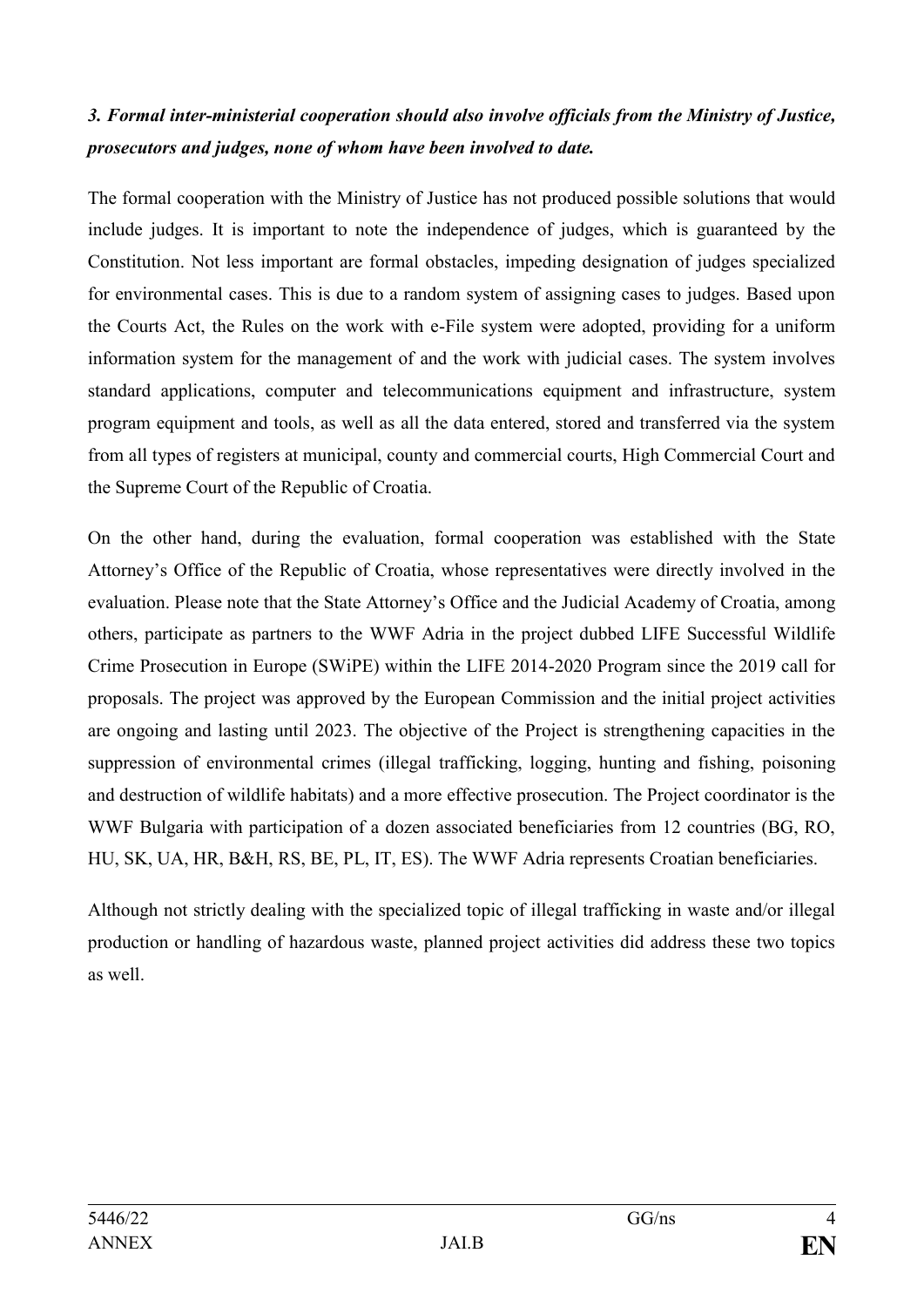***3. Formal inter-ministerial cooperation should also involve officials from the Ministry of Justice, prosecutors and judges, none of whom have been involved to date.***

The formal cooperation with the Ministry of Justice has not produced possible solutions that would include judges. It is important to note the independence of judges, which is guaranteed by the Constitution. Not less important are formal obstacles, impeding designation of judges specialized for environmental cases. This is due to a random system of assigning cases to judges. Based upon the Courts Act, the Rules on the work with e-File system were adopted, providing for a uniform information system for the management of and the work with judicial cases. The system involves standard applications, computer and telecommunications equipment and infrastructure, system program equipment and tools, as well as all the data entered, stored and transferred via the system from all types of registers at municipal, county and commercial courts, High Commercial Court and the Supreme Court of the Republic of Croatia.

On the other hand, during the evaluation, formal cooperation was established with the State Attorney's Office of the Republic of Croatia, whose representatives were directly involved in the evaluation. Please note that the State Attorney's Office and the Judicial Academy of Croatia, among others, participate as partners to the WWF Adria in the project dubbed LIFE Successful Wildlife Crime Prosecution in Europe (SWiPE) within the LIFE 2014-2020 Program since the 2019 call for proposals. The project was approved by the European Commission and the initial project activities are ongoing and lasting until 2023. The objective of the Project is strengthening capacities in the suppression of environmental crimes (illegal trafficking, logging, hunting and fishing, poisoning and destruction of wildlife habitats) and a more effective prosecution. The Project coordinator is the WWF Bulgaria with participation of a dozen associated beneficiaries from 12 countries (BG, RO, HU, SK, UA, HR, B&H, RS, BE, PL, IT, ES). The WWF Adria represents Croatian beneficiaries.

Although not strictly dealing with the specialized topic of illegal trafficking in waste and/or illegal production or handling of hazardous waste, planned project activities did address these two topics as well.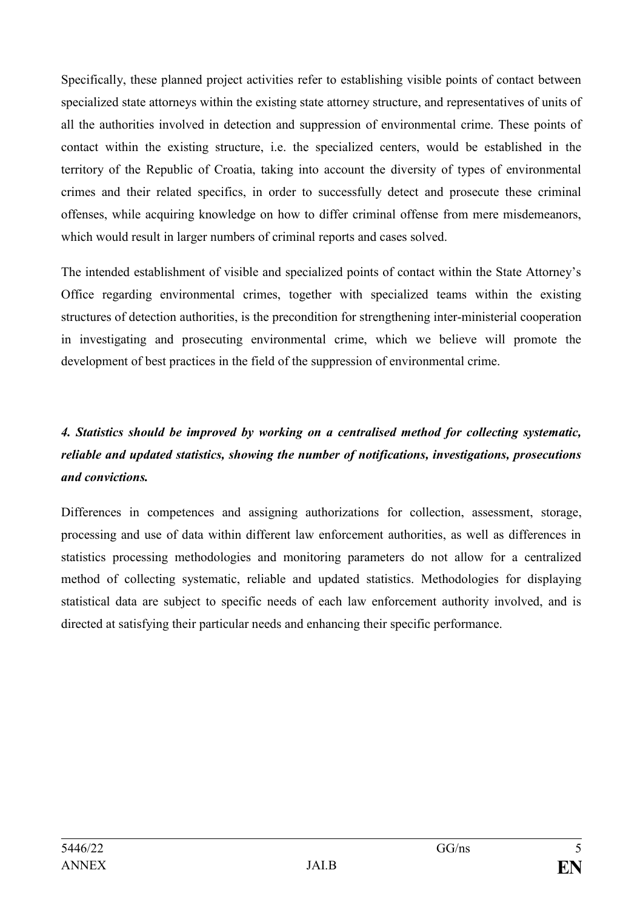Specifically, these planned project activities refer to establishing visible points of contact between specialized state attorneys within the existing state attorney structure, and representatives of units of all the authorities involved in detection and suppression of environmental crime. These points of contact within the existing structure, i.e. the specialized centers, would be established in the territory of the Republic of Croatia, taking into account the diversity of types of environmental crimes and their related specifics, in order to successfully detect and prosecute these criminal offenses, while acquiring knowledge on how to differ criminal offense from mere misdemeanors, which would result in larger numbers of criminal reports and cases solved.

The intended establishment of visible and specialized points of contact within the State Attorney's Office regarding environmental crimes, together with specialized teams within the existing structures of detection authorities, is the precondition for strengthening inter-ministerial cooperation in investigating and prosecuting environmental crime, which we believe will promote the development of best practices in the field of the suppression of environmental crime.

***4. Statistics should be improved by working on a centralised method for collecting systematic, reliable and updated statistics, showing the number of notifications, investigations, prosecutions and convictions.***

Differences in competences and assigning authorizations for collection, assessment, storage, processing and use of data within different law enforcement authorities, as well as differences in statistics processing methodologies and monitoring parameters do not allow for a centralized method of collecting systematic, reliable and updated statistics. Methodologies for displaying statistical data are subject to specific needs of each law enforcement authority involved, and is directed at satisfying their particular needs and enhancing their specific performance.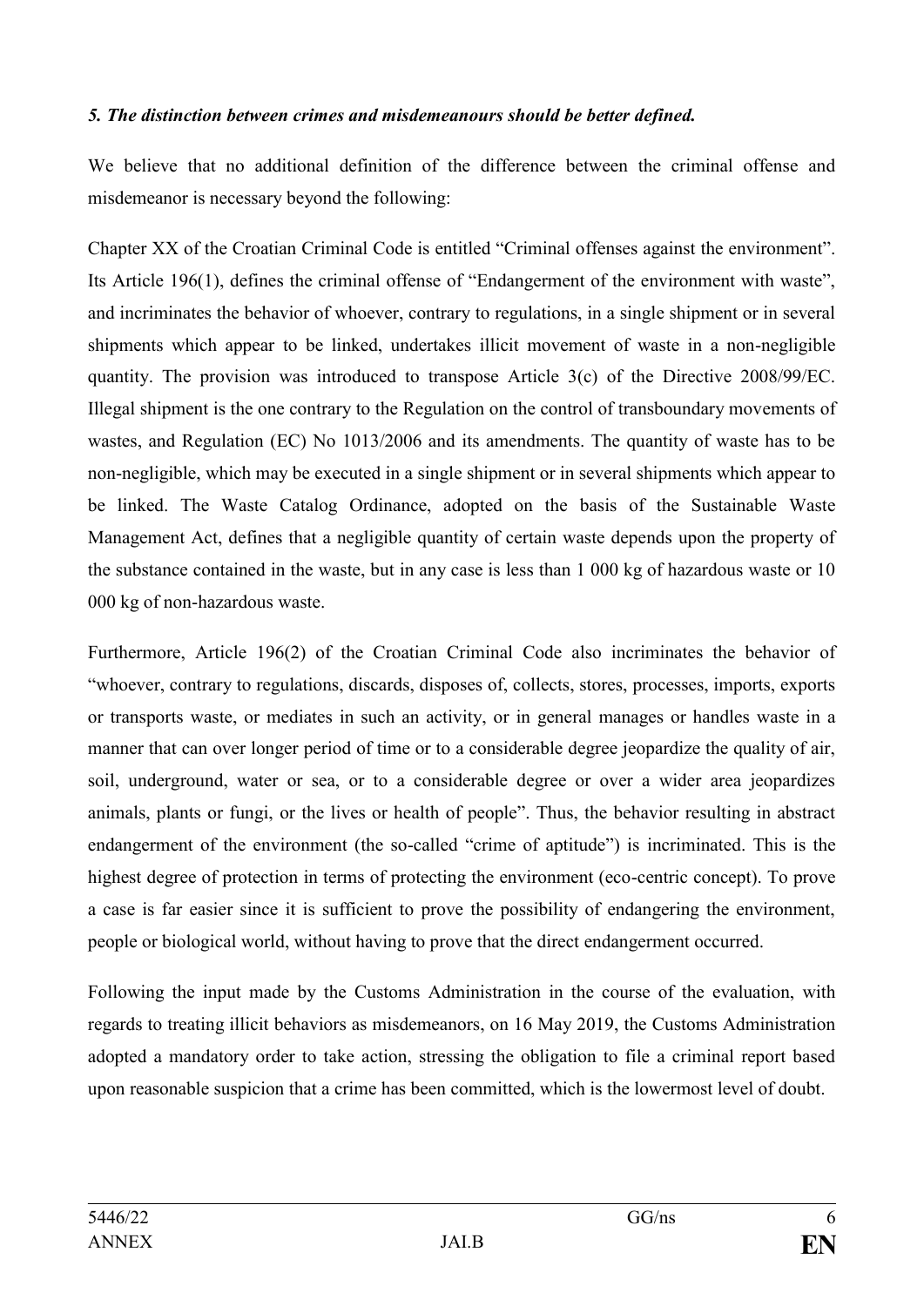***5. The distinction between crimes and misdemeanours should be better defined.***

We believe that no additional definition of the difference between the criminal offense and misdemeanor is necessary beyond the following:

Chapter XX of the Croatian Criminal Code is entitled "Criminal offenses against the environment". Its Article 196(1), defines the criminal offense of "Endangerment of the environment with waste", and incriminates the behavior of whoever, contrary to regulations, in a single shipment or in several shipments which appear to be linked, undertakes illicit movement of waste in a non-negligible quantity. The provision was introduced to transpose Article 3(c) of the Directive 2008/99/EC. Illegal shipment is the one contrary to the Regulation on the control of transboundary movements of wastes, and Regulation (EC) No 1013/2006 and its amendments. The quantity of waste has to be non-negligible, which may be executed in a single shipment or in several shipments which appear to be linked. The Waste Catalog Ordinance, adopted on the basis of the Sustainable Waste Management Act, defines that a negligible quantity of certain waste depends upon the property of the substance contained in the waste, but in any case is less than 1 000 kg of hazardous waste or 10 000 kg of non-hazardous waste.

Furthermore, Article 196(2) of the Croatian Criminal Code also incriminates the behavior of "whoever, contrary to regulations, discards, disposes of, collects, stores, processes, imports, exports or transports waste, or mediates in such an activity, or in general manages or handles waste in a manner that can over longer period of time or to a considerable degree jeopardize the quality of air, soil, underground, water or sea, or to a considerable degree or over a wider area jeopardizes animals, plants or fungi, or the lives or health of people". Thus, the behavior resulting in abstract endangerment of the environment (the so-called "crime of aptitude") is incriminated. This is the highest degree of protection in terms of protecting the environment (eco-centric concept). To prove a case is far easier since it is sufficient to prove the possibility of endangering the environment, people or biological world, without having to prove that the direct endangerment occurred.

Following the input made by the Customs Administration in the course of the evaluation, with regards to treating illicit behaviors as misdemeanors, on 16 May 2019, the Customs Administration adopted a mandatory order to take action, stressing the obligation to file a criminal report based upon reasonable suspicion that a crime has been committed, which is the lowermost level of doubt.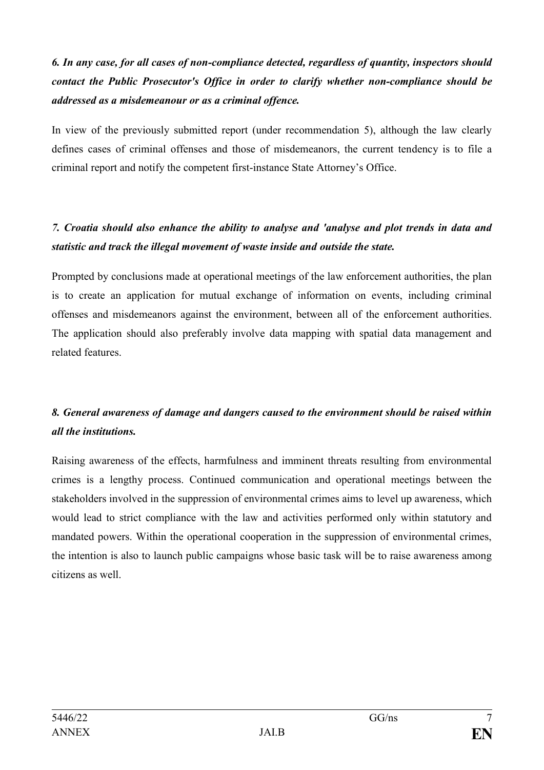***6. In any case, for all cases of non-compliance detected, regardless of quantity, inspectors should contact the Public Prosecutor's Office in order to clarify whether non-compliance should be addressed as a misdemeanour or as a criminal offence.***

In view of the previously submitted report (under recommendation 5), although the law clearly defines cases of criminal offenses and those of misdemeanors, the current tendency is to file a criminal report and notify the competent first-instance State Attorney's Office.

***7. Croatia should also enhance the ability to analyse and 'analyse and plot trends in data and statistic and track the illegal movement of waste inside and outside the state.***

Prompted by conclusions made at operational meetings of the law enforcement authorities, the plan is to create an application for mutual exchange of information on events, including criminal offenses and misdemeanors against the environment, between all of the enforcement authorities. The application should also preferably involve data mapping with spatial data management and related features.

***8. General awareness of damage and dangers caused to the environment should be raised within all the institutions.***

Raising awareness of the effects, harmfulness and imminent threats resulting from environmental crimes is a lengthy process. Continued communication and operational meetings between the stakeholders involved in the suppression of environmental crimes aims to level up awareness, which would lead to strict compliance with the law and activities performed only within statutory and mandated powers. Within the operational cooperation in the suppression of environmental crimes, the intention is also to launch public campaigns whose basic task will be to raise awareness among citizens as well.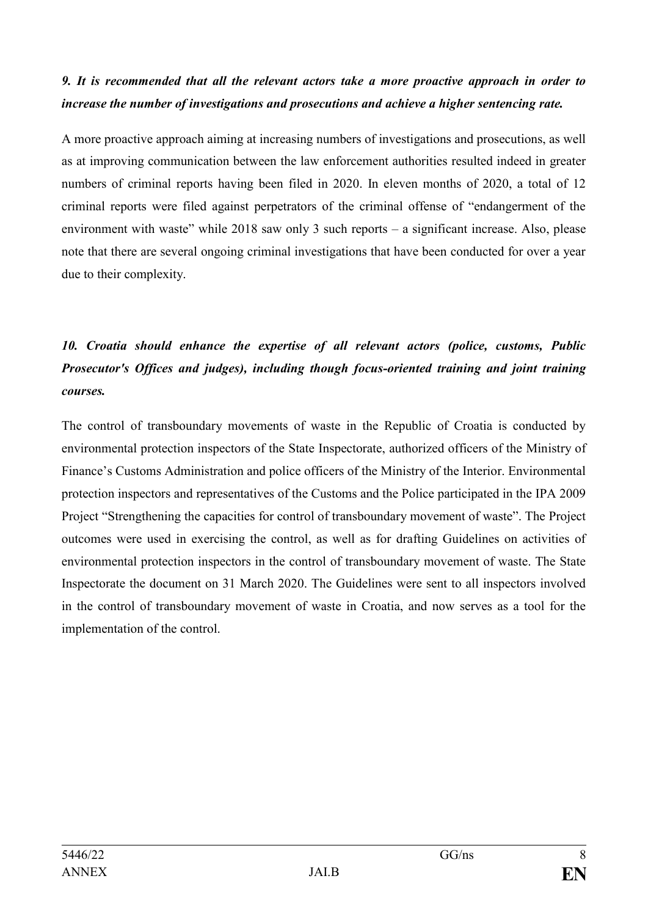***9. It is recommended that all the relevant actors take a more proactive approach in order to increase the number of investigations and prosecutions and achieve a higher sentencing rate.***

A more proactive approach aiming at increasing numbers of investigations and prosecutions, as well as at improving communication between the law enforcement authorities resulted indeed in greater numbers of criminal reports having been filed in 2020. In eleven months of 2020, a total of 12 criminal reports were filed against perpetrators of the criminal offense of "endangerment of the environment with waste" while 2018 saw only 3 such reports – a significant increase. Also, please note that there are several ongoing criminal investigations that have been conducted for over a year due to their complexity.

***10. Croatia should enhance the expertise of all relevant actors (police, customs, Public Prosecutor's Offices and judges), including though focus-oriented training and joint training courses.***

The control of transboundary movements of waste in the Republic of Croatia is conducted by environmental protection inspectors of the State Inspectorate, authorized officers of the Ministry of Finance's Customs Administration and police officers of the Ministry of the Interior. Environmental protection inspectors and representatives of the Customs and the Police participated in the IPA 2009 Project "Strengthening the capacities for control of transboundary movement of waste". The Project outcomes were used in exercising the control, as well as for drafting Guidelines on activities of environmental protection inspectors in the control of transboundary movement of waste. The State Inspectorate the document on 31 March 2020. The Guidelines were sent to all inspectors involved in the control of transboundary movement of waste in Croatia, and now serves as a tool for the implementation of the control.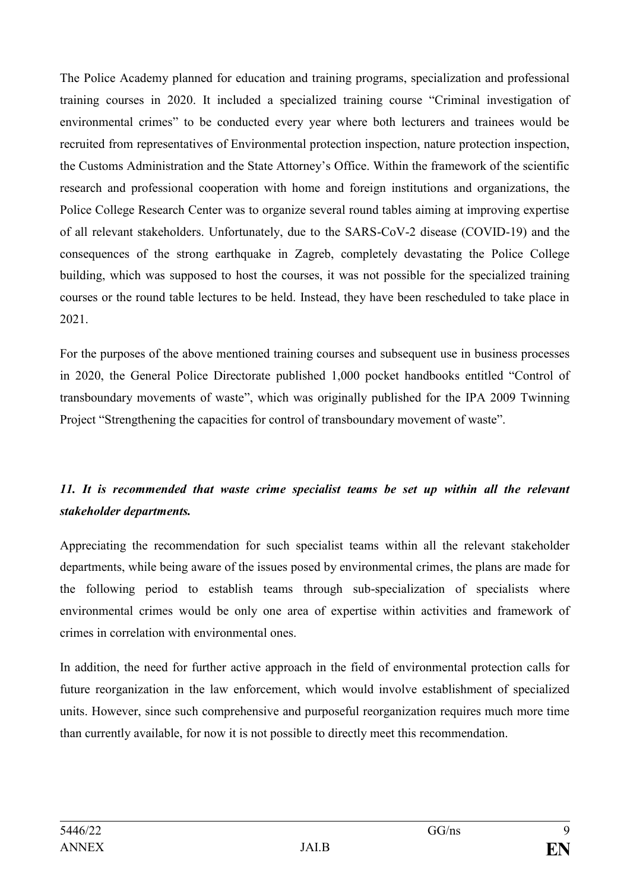The Police Academy planned for education and training programs, specialization and professional training courses in 2020. It included a specialized training course "Criminal investigation of environmental crimes" to be conducted every year where both lecturers and trainees would be recruited from representatives of Environmental protection inspection, nature protection inspection, the Customs Administration and the State Attorney's Office. Within the framework of the scientific research and professional cooperation with home and foreign institutions and organizations, the Police College Research Center was to organize several round tables aiming at improving expertise of all relevant stakeholders. Unfortunately, due to the SARS-CoV-2 disease (COVID-19) and the consequences of the strong earthquake in Zagreb, completely devastating the Police College building, which was supposed to host the courses, it was not possible for the specialized training courses or the round table lectures to be held. Instead, they have been rescheduled to take place in 2021.

For the purposes of the above mentioned training courses and subsequent use in business processes in 2020, the General Police Directorate published 1,000 pocket handbooks entitled "Control of transboundary movements of waste", which was originally published for the IPA 2009 Twinning Project "Strengthening the capacities for control of transboundary movement of waste".

***11. It is recommended that waste crime specialist teams be set up within all the relevant stakeholder departments.***

Appreciating the recommendation for such specialist teams within all the relevant stakeholder departments, while being aware of the issues posed by environmental crimes, the plans are made for the following period to establish teams through sub-specialization of specialists where environmental crimes would be only one area of expertise within activities and framework of crimes in correlation with environmental ones.

In addition, the need for further active approach in the field of environmental protection calls for future reorganization in the law enforcement, which would involve establishment of specialized units. However, since such comprehensive and purposeful reorganization requires much more time than currently available, for now it is not possible to directly meet this recommendation.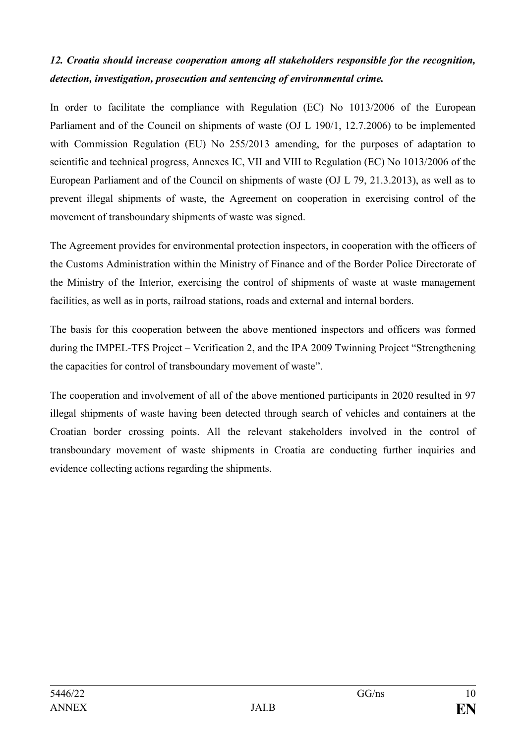***12. Croatia should increase cooperation among all stakeholders responsible for the recognition, detection, investigation, prosecution and sentencing of environmental crime.***

In order to facilitate the compliance with Regulation (EC) No 1013/2006 of the European Parliament and of the Council on shipments of waste (OJ L 190/1, 12.7.2006) to be implemented with Commission Regulation (EU) No 255/2013 amending, for the purposes of adaptation to scientific and technical progress, Annexes IC, VII and VIII to Regulation (EC) No 1013/2006 of the European Parliament and of the Council on shipments of waste (OJ L 79, 21.3.2013), as well as to prevent illegal shipments of waste, the Agreement on cooperation in exercising control of the movement of transboundary shipments of waste was signed.

The Agreement provides for environmental protection inspectors, in cooperation with the officers of the Customs Administration within the Ministry of Finance and of the Border Police Directorate of the Ministry of the Interior, exercising the control of shipments of waste at waste management facilities, as well as in ports, railroad stations, roads and external and internal borders.

The basis for this cooperation between the above mentioned inspectors and officers was formed during the IMPEL-TFS Project – Verification 2, and the IPA 2009 Twinning Project "Strengthening the capacities for control of transboundary movement of waste".

The cooperation and involvement of all of the above mentioned participants in 2020 resulted in 97 illegal shipments of waste having been detected through search of vehicles and containers at the Croatian border crossing points. All the relevant stakeholders involved in the control of transboundary movement of waste shipments in Croatia are conducting further inquiries and evidence collecting actions regarding the shipments.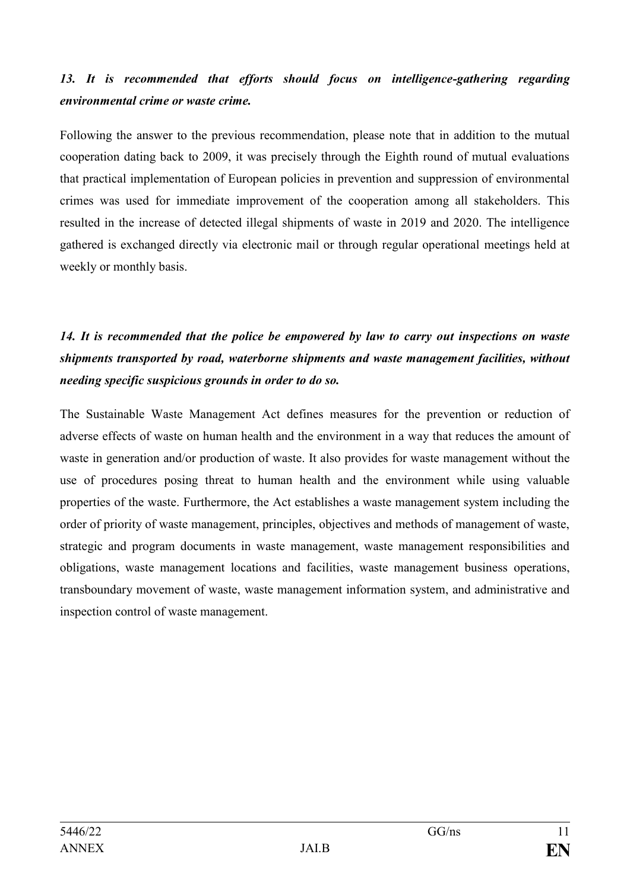***13. It is recommended that efforts should focus on intelligence-gathering regarding environmental crime or waste crime.***

Following the answer to the previous recommendation, please note that in addition to the mutual cooperation dating back to 2009, it was precisely through the Eighth round of mutual evaluations that practical implementation of European policies in prevention and suppression of environmental crimes was used for immediate improvement of the cooperation among all stakeholders. This resulted in the increase of detected illegal shipments of waste in 2019 and 2020. The intelligence gathered is exchanged directly via electronic mail or through regular operational meetings held at weekly or monthly basis.

***14. It is recommended that the police be empowered by law to carry out inspections on waste shipments transported by road, waterborne shipments and waste management facilities, without needing specific suspicious grounds in order to do so.***

The Sustainable Waste Management Act defines measures for the prevention or reduction of adverse effects of waste on human health and the environment in a way that reduces the amount of waste in generation and/or production of waste. It also provides for waste management without the use of procedures posing threat to human health and the environment while using valuable properties of the waste. Furthermore, the Act establishes a waste management system including the order of priority of waste management, principles, objectives and methods of management of waste, strategic and program documents in waste management, waste management responsibilities and obligations, waste management locations and facilities, waste management business operations, transboundary movement of waste, waste management information system, and administrative and inspection control of waste management.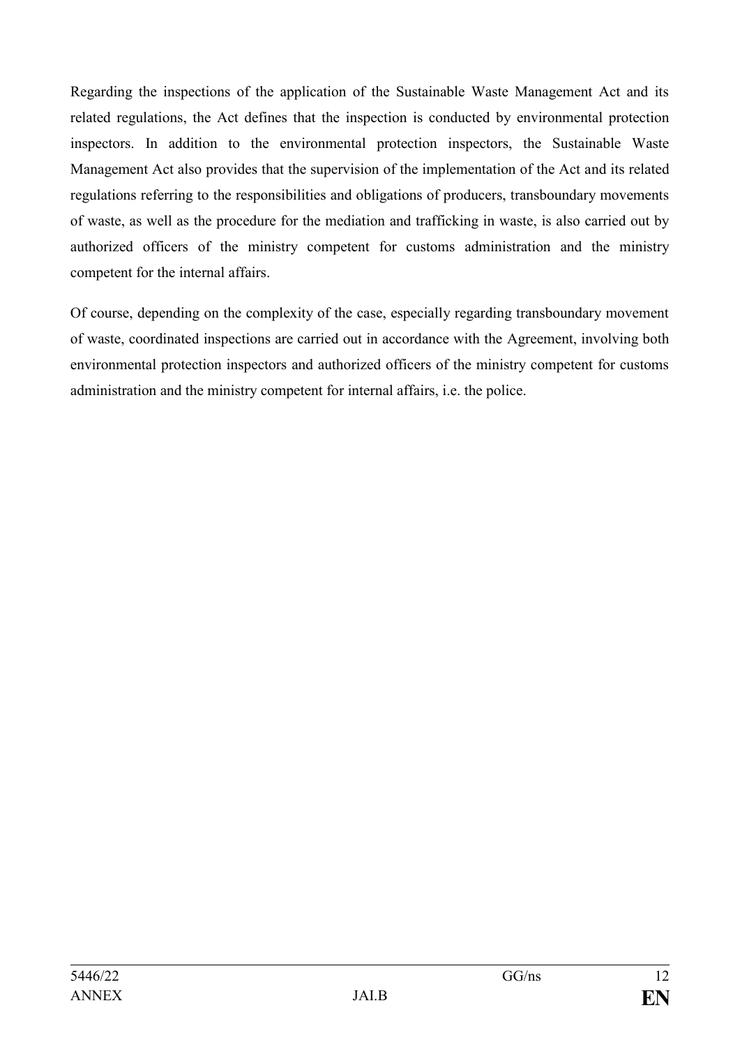Regarding the inspections of the application of the Sustainable Waste Management Act and its related regulations, the Act defines that the inspection is conducted by environmental protection inspectors. In addition to the environmental protection inspectors, the Sustainable Waste Management Act also provides that the supervision of the implementation of the Act and its related regulations referring to the responsibilities and obligations of producers, transboundary movements of waste, as well as the procedure for the mediation and trafficking in waste, is also carried out by authorized officers of the ministry competent for customs administration and the ministry competent for the internal affairs.

Of course, depending on the complexity of the case, especially regarding transboundary movement of waste, coordinated inspections are carried out in accordance with the Agreement, involving both environmental protection inspectors and authorized officers of the ministry competent for customs administration and the ministry competent for internal affairs, i.e. the police.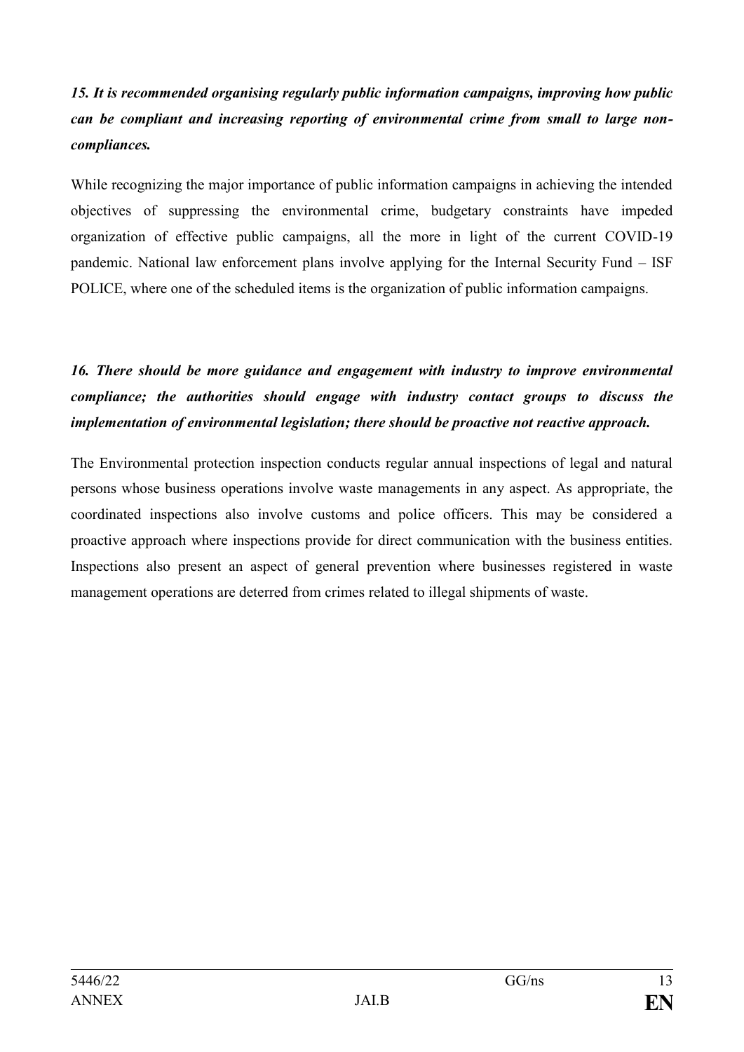***15. It is recommended organising regularly public information campaigns, improving how public can be compliant and increasing reporting of environmental crime from small to large non-compliances.***

While recognizing the major importance of public information campaigns in achieving the intended objectives of suppressing the environmental crime, budgetary constraints have impeded organization of effective public campaigns, all the more in light of the current COVID-19 pandemic. National law enforcement plans involve applying for the Internal Security Fund – ISF POLICE, where one of the scheduled items is the organization of public information campaigns.

***16. There should be more guidance and engagement with industry to improve environmental compliance; the authorities should engage with industry contact groups to discuss the implementation of environmental legislation; there should be proactive not reactive approach.***

The Environmental protection inspection conducts regular annual inspections of legal and natural persons whose business operations involve waste managements in any aspect. As appropriate, the coordinated inspections also involve customs and police officers. This may be considered a proactive approach where inspections provide for direct communication with the business entities. Inspections also present an aspect of general prevention where businesses registered in waste management operations are deterred from crimes related to illegal shipments of waste.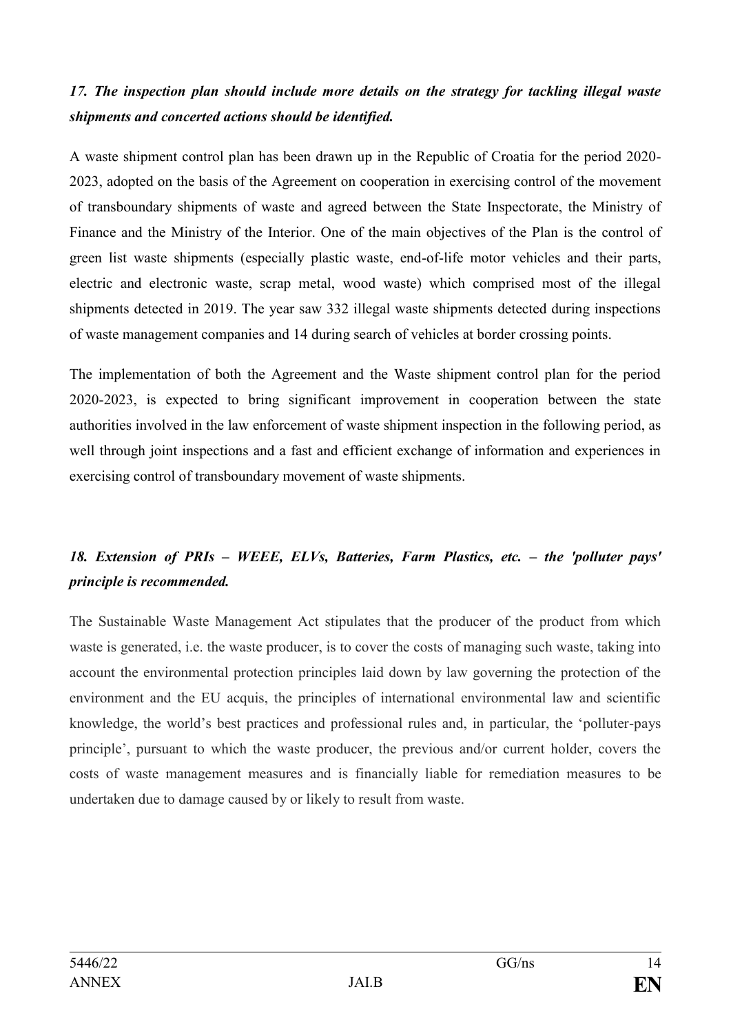***17. The inspection plan should include more details on the strategy for tackling illegal waste shipments and concerted actions should be identified.***

A waste shipment control plan has been drawn up in the Republic of Croatia for the period 2020-2023, adopted on the basis of the Agreement on cooperation in exercising control of the movement of transboundary shipments of waste and agreed between the State Inspectorate, the Ministry of Finance and the Ministry of the Interior. One of the main objectives of the Plan is the control of green list waste shipments (especially plastic waste, end-of-life motor vehicles and their parts, electric and electronic waste, scrap metal, wood waste) which comprised most of the illegal shipments detected in 2019. The year saw 332 illegal waste shipments detected during inspections of waste management companies and 14 during search of vehicles at border crossing points.

The implementation of both the Agreement and the Waste shipment control plan for the period 2020-2023, is expected to bring significant improvement in cooperation between the state authorities involved in the law enforcement of waste shipment inspection in the following period, as well through joint inspections and a fast and efficient exchange of information and experiences in exercising control of transboundary movement of waste shipments.

***18. Extension of PRIs – WEEE, ELVs, Batteries, Farm Plastics, etc. – the 'polluter pays' principle is recommended.***

The Sustainable Waste Management Act stipulates that the producer of the product from which waste is generated, i.e. the waste producer, is to cover the costs of managing such waste, taking into account the environmental protection principles laid down by law governing the protection of the environment and the EU acquis, the principles of international environmental law and scientific knowledge, the world's best practices and professional rules and, in particular, the 'polluter-pays principle', pursuant to which the waste producer, the previous and/or current holder, covers the costs of waste management measures and is financially liable for remediation measures to be undertaken due to damage caused by or likely to result from waste.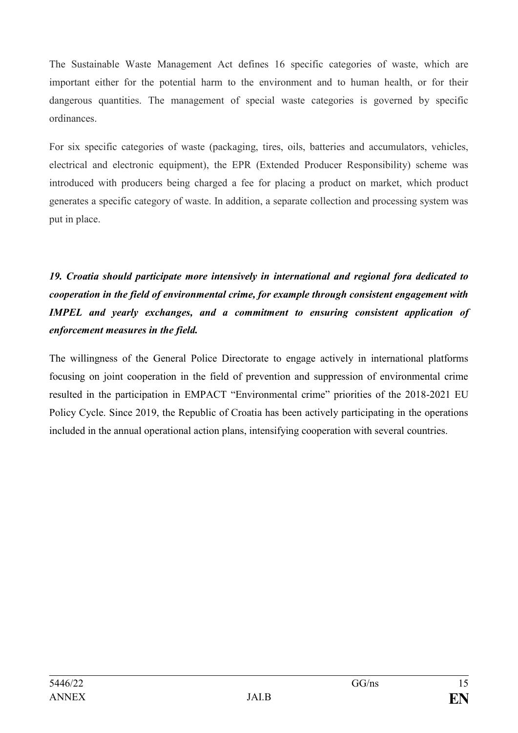The Sustainable Waste Management Act defines 16 specific categories of waste, which are important either for the potential harm to the environment and to human health, or for their dangerous quantities. The management of special waste categories is governed by specific ordinances.

For six specific categories of waste (packaging, tires, oils, batteries and accumulators, vehicles, electrical and electronic equipment), the EPR (Extended Producer Responsibility) scheme was introduced with producers being charged a fee for placing a product on market, which product generates a specific category of waste. In addition, a separate collection and processing system was put in place.

***19. Croatia should participate more intensively in international and regional fora dedicated to cooperation in the field of environmental crime, for example through consistent engagement with IMPEL and yearly exchanges, and a commitment to ensuring consistent application of enforcement measures in the field.***

The willingness of the General Police Directorate to engage actively in international platforms focusing on joint cooperation in the field of prevention and suppression of environmental crime resulted in the participation in EMPACT "Environmental crime" priorities of the 2018-2021 EU Policy Cycle. Since 2019, the Republic of Croatia has been actively participating in the operations included in the annual operational action plans, intensifying cooperation with several countries.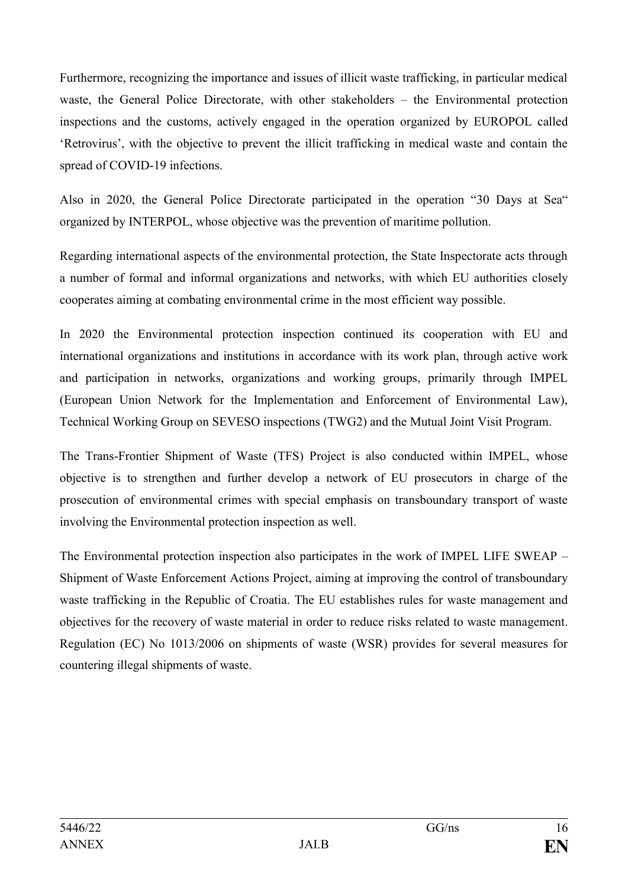Furthermore, recognizing the importance and issues of illicit waste trafficking, in particular medical waste, the General Police Directorate, with other stakeholders – the Environmental protection inspections and the customs, actively engaged in the operation organized by EUROPOL called 'Retrovirus', with the objective to prevent the illicit trafficking in medical waste and contain the spread of COVID-19 infections.

Also in 2020, the General Police Directorate participated in the operation "30 Days at Sea" organized by INTERPOL, whose objective was the prevention of maritime pollution.

Regarding international aspects of the environmental protection, the State Inspectorate acts through a number of formal and informal organizations and networks, with which EU authorities closely cooperates aiming at combating environmental crime in the most efficient way possible.

In 2020 the Environmental protection inspection continued its cooperation with EU and international organizations and institutions in accordance with its work plan, through active work and participation in networks, organizations and working groups, primarily through IMPEL (European Union Network for the Implementation and Enforcement of Environmental Law), Technical Working Group on SEVESO inspections (TWG2) and the Mutual Joint Visit Program.

The Trans-Frontier Shipment of Waste (TFS) Project is also conducted within IMPEL, whose objective is to strengthen and further develop a network of EU prosecutors in charge of the prosecution of environmental crimes with special emphasis on transboundary transport of waste involving the Environmental protection inspection as well.

The Environmental protection inspection also participates in the work of IMPEL LIFE SWEAP – Shipment of Waste Enforcement Actions Project, aiming at improving the control of transboundary waste trafficking in the Republic of Croatia. The EU establishes rules for waste management and objectives for the recovery of waste material in order to reduce risks related to waste management. Regulation (EC) No 1013/2006 on shipments of waste (WSR) provides for several measures for countering illegal shipments of waste.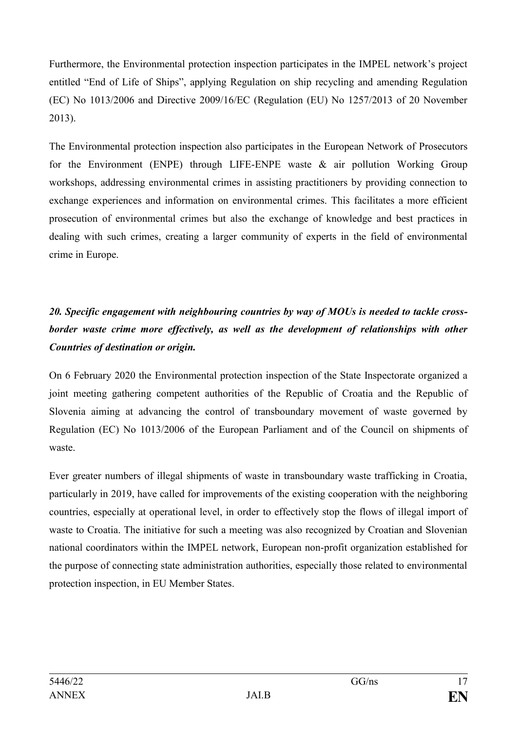Furthermore, the Environmental protection inspection participates in the IMPEL network's project entitled "End of Life of Ships", applying Regulation on ship recycling and amending Regulation (EC) No 1013/2006 and Directive 2009/16/EC (Regulation (EU) No 1257/2013 of 20 November 2013).

The Environmental protection inspection also participates in the European Network of Prosecutors for the Environment (ENPE) through LIFE-ENPE waste & air pollution Working Group workshops, addressing environmental crimes in assisting practitioners by providing connection to exchange experiences and information on environmental crimes. This facilitates a more efficient prosecution of environmental crimes but also the exchange of knowledge and best practices in dealing with such crimes, creating a larger community of experts in the field of environmental crime in Europe.

***20. Specific engagement with neighbouring countries by way of MOUs is needed to tackle cross-border waste crime more effectively, as well as the development of relationships with other Countries of destination or origin.***

On 6 February 2020 the Environmental protection inspection of the State Inspectorate organized a joint meeting gathering competent authorities of the Republic of Croatia and the Republic of Slovenia aiming at advancing the control of transboundary movement of waste governed by Regulation (EC) No 1013/2006 of the European Parliament and of the Council on shipments of waste.

Ever greater numbers of illegal shipments of waste in transboundary waste trafficking in Croatia, particularly in 2019, have called for improvements of the existing cooperation with the neighboring countries, especially at operational level, in order to effectively stop the flows of illegal import of waste to Croatia. The initiative for such a meeting was also recognized by Croatian and Slovenian national coordinators within the IMPEL network, European non-profit organization established for the purpose of connecting state administration authorities, especially those related to environmental protection inspection, in EU Member States.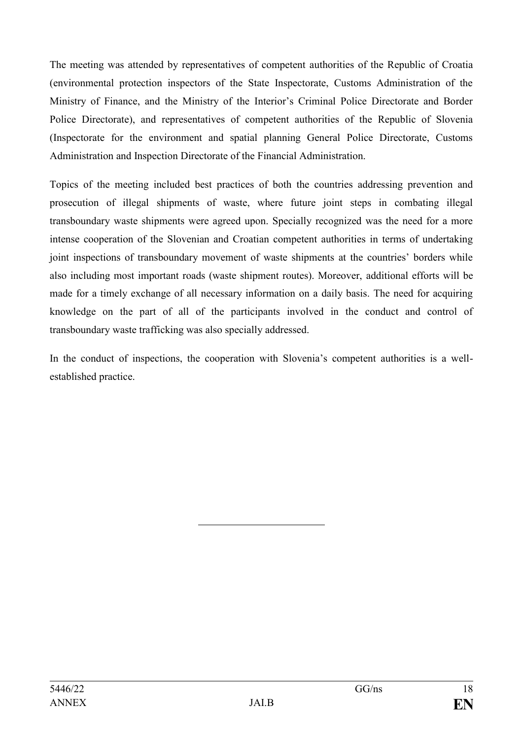The meeting was attended by representatives of competent authorities of the Republic of Croatia (environmental protection inspectors of the State Inspectorate, Customs Administration of the Ministry of Finance, and the Ministry of the Interior's Criminal Police Directorate and Border Police Directorate), and representatives of competent authorities of the Republic of Slovenia (Inspectorate for the environment and spatial planning General Police Directorate, Customs Administration and Inspection Directorate of the Financial Administration.

Topics of the meeting included best practices of both the countries addressing prevention and prosecution of illegal shipments of waste, where future joint steps in combating illegal transboundary waste shipments were agreed upon. Specially recognized was the need for a more intense cooperation of the Slovenian and Croatian competent authorities in terms of undertaking joint inspections of transboundary movement of waste shipments at the countries' borders while also including most important roads (waste shipment routes). Moreover, additional efforts will be made for a timely exchange of all necessary information on a daily basis. The need for acquiring knowledge on the part of all of the participants involved in the conduct and control of transboundary waste trafficking was also specially addressed.

In the conduct of inspections, the cooperation with Slovenia's competent authorities is a well-established practice.